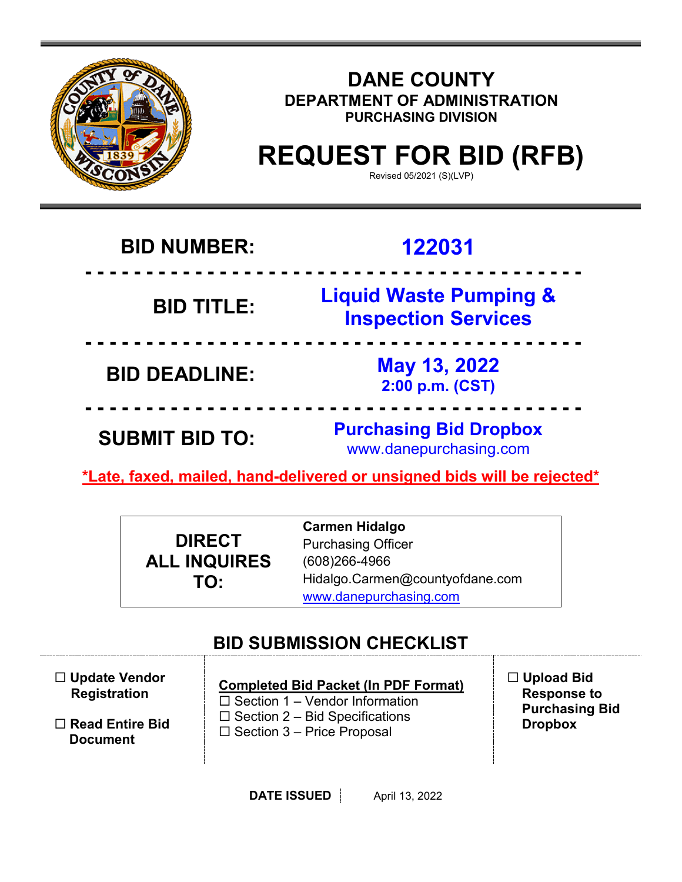# DANE COUNTY

## DEPARTMENT OF ADMINISTRATION

### PURCHASING DIVISION

# REQUEST FOR BID (RFB)

Revised 05/2021 (S)(LVP)

| | |
|---|---|
| **BID NUMBER:** | **122031** |
| **BID TITLE:** | **Liquid Waste Pumping & Inspection Services** |
| **BID DEADLINE:** | **May 13, 2022** **2:00 p.m. (CST)** |
| **SUBMIT BID TO:** | **Purchasing Bid Dropbox** www.danepurchasing.com |

***Late, faxed, mailed, hand-delivered or unsigned bids will be rejected***

| | |
|---|---|
| **DIRECT ALL INQUIRES TO:** | **Carmen Hidalgo**<br>Purchasing Officer<br>(608)266-4966<br>Hidalgo.Carmen@countyofdane.com<br>www.danepurchasing.com |

## BID SUBMISSION CHECKLIST

- ☐ **Update Vendor Registration**
- ☐ **Read Entire Bid Document**

**Completed Bid Packet (In PDF Format)**

- ☐ Section 1 – Vendor Information
- ☐ Section 2 – Bid Specifications
- ☐ Section 3 – Price Proposal

- ☐ **Upload Bid Response to Purchasing Bid Dropbox**

**DATE ISSUED** | April 13, 2022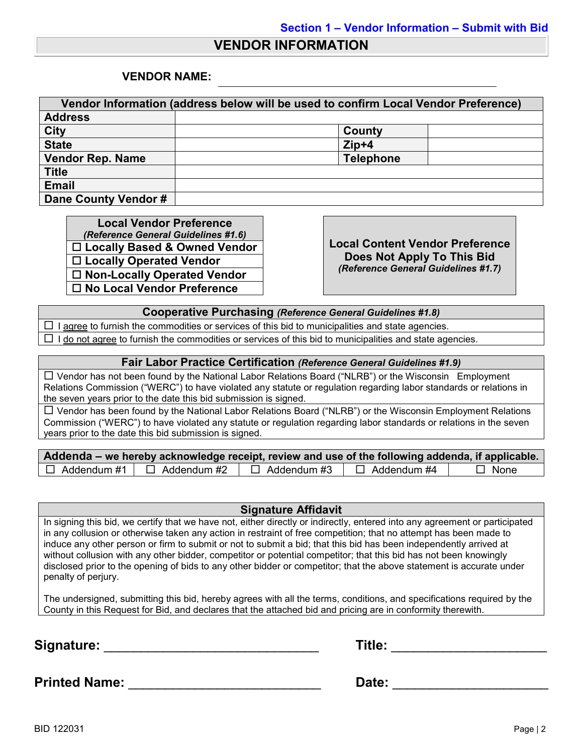**Section 1 – Vendor Information – Submit with Bid**

# VENDOR INFORMATION

**VENDOR NAME:** ______________________________________________

| Vendor Information (address below will be used to confirm Local Vendor Preference) | | | |
|---|---|---|---|
| **Address** | | | |
| **City** | | **County** | |
| **State** | | **Zip+4** | |
| **Vendor Rep. Name** | | **Telephone** | |
| **Title** | | | |
| **Email** | | | |
| **Dane County Vendor #** | | | |

| **Local Vendor Preference** *(Reference General Guidelines #1.6)* |
|---|
| ☐ **Locally Based & Owned Vendor** |
| ☐ **Locally Operated Vendor** |
| ☐ **Non-Locally Operated Vendor** |
| ☐ **No Local Vendor Preference** |

**Local Content Vendor Preference Does Not Apply To This Bid**
*(Reference General Guidelines #1.7)*

| **Cooperative Purchasing** *(Reference General Guidelines #1.8)* |
|---|
| ☐ I agree to furnish the commodities or services of this bid to municipalities and state agencies. |
| ☐ I do not agree to furnish the commodities or services of this bid to municipalities and state agencies. |

| **Fair Labor Practice Certification** *(Reference General Guidelines #1.9)* |
|---|
| ☐ Vendor has not been found by the National Labor Relations Board ("NLRB") or the Wisconsin Employment Relations Commission ("WERC") to have violated any statute or regulation regarding labor standards or relations in the seven years prior to the date this bid submission is signed. |
| ☐ Vendor has been found by the National Labor Relations Board ("NLRB") or the Wisconsin Employment Relations Commission ("WERC") to have violated any statute or regulation regarding labor standards or relations in the seven years prior to the date this bid submission is signed. |

| **Addenda – we hereby acknowledge receipt, review and use of the following addenda, if applicable.** | | | | |
|---|---|---|---|---|
| ☐ Addendum #1 | ☐ Addendum #2 | ☐ Addendum #3 | ☐ Addendum #4 | ☐ None |

| **Signature Affidavit** |
|---|
| In signing this bid, we certify that we have not, either directly or indirectly, entered into any agreement or participated in any collusion or otherwise taken any action in restraint of free competition; that no attempt has been made to induce any other person or firm to submit or not to submit a bid; that this bid has been independently arrived at without collusion with any other bidder, competitor or potential competitor; that this bid has not been knowingly disclosed prior to the opening of bids to any other bidder or competitor; that the above statement is accurate under penalty of perjury. <br><br> The undersigned, submitting this bid, hereby agrees with all the terms, conditions, and specifications required by the County in this Request for Bid, and declares that the attached bid and pricing are in conformity therewith. |

**Signature:** ______________________________ **Title:** _____________________

**Printed Name:** ___________________________ **Date:** _____________________

BID 122031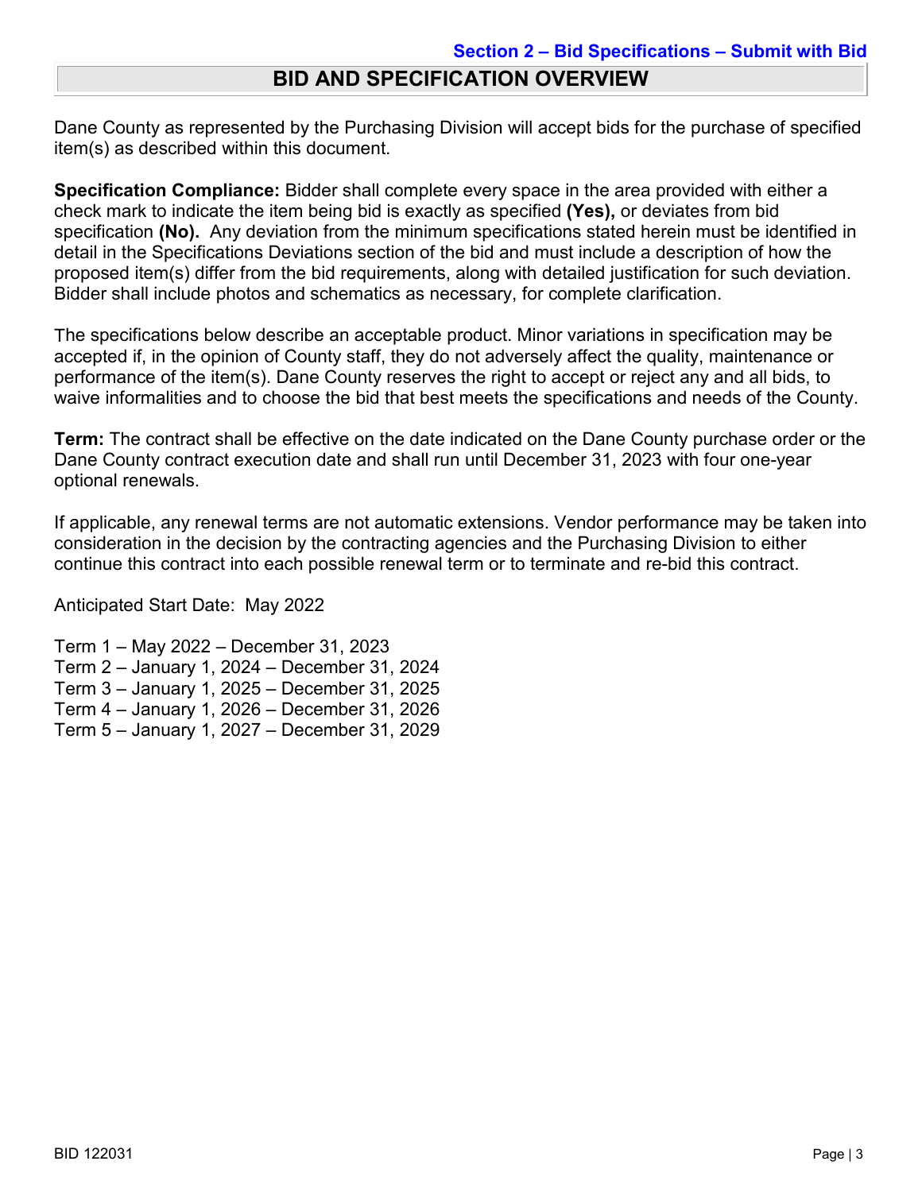**Section 2 – Bid Specifications – Submit with Bid**

# BID AND SPECIFICATION OVERVIEW

Dane County as represented by the Purchasing Division will accept bids for the purchase of specified item(s) as described within this document.

**Specification Compliance:** Bidder shall complete every space in the area provided with either a check mark to indicate the item being bid is exactly as specified **(Yes),** or deviates from bid specification **(No).** Any deviation from the minimum specifications stated herein must be identified in detail in the Specifications Deviations section of the bid and must include a description of how the proposed item(s) differ from the bid requirements, along with detailed justification for such deviation. Bidder shall include photos and schematics as necessary, for complete clarification.

The specifications below describe an acceptable product. Minor variations in specification may be accepted if, in the opinion of County staff, they do not adversely affect the quality, maintenance or performance of the item(s). Dane County reserves the right to accept or reject any and all bids, to waive informalities and to choose the bid that best meets the specifications and needs of the County.

**Term:** The contract shall be effective on the date indicated on the Dane County purchase order or the Dane County contract execution date and shall run until December 31, 2023 with four one-year optional renewals.

If applicable, any renewal terms are not automatic extensions. Vendor performance may be taken into consideration in the decision by the contracting agencies and the Purchasing Division to either continue this contract into each possible renewal term or to terminate and re-bid this contract.

Anticipated Start Date: May 2022

Term 1 – May 2022 – December 31, 2023
Term 2 – January 1, 2024 – December 31, 2024
Term 3 – January 1, 2025 – December 31, 2025
Term 4 – January 1, 2026 – December 31, 2026
Term 5 – January 1, 2027 – December 31, 2029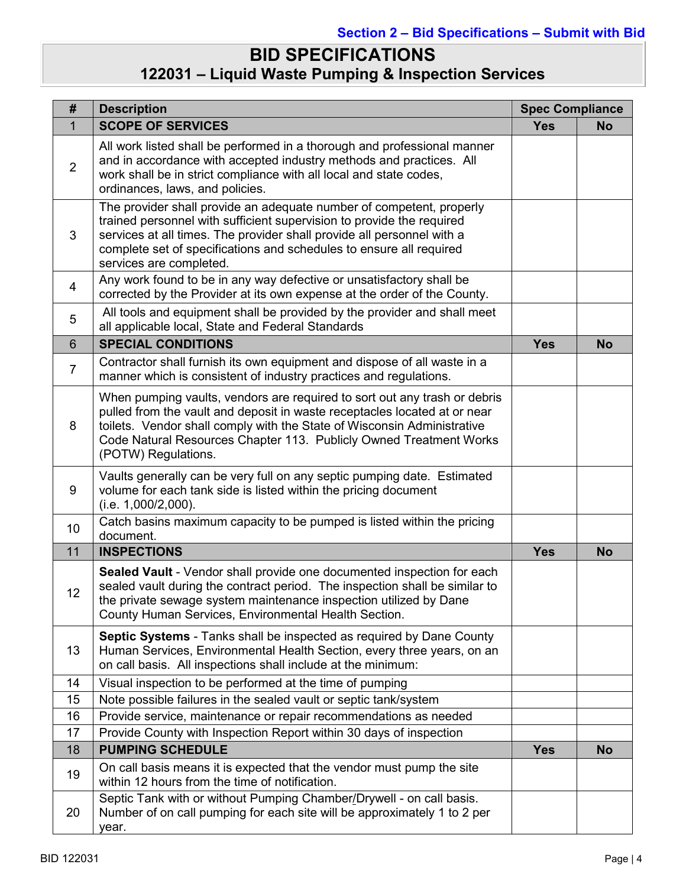Section 2 – Bid Specifications – Submit with Bid

# BID SPECIFICATIONS
## 122031 – Liquid Waste Pumping & Inspection Services

| # | Description | Spec Compliance | |
|---|---|---|---|
| 1 | **SCOPE OF SERVICES** | **Yes** | **No** |
| 2 | All work listed shall be performed in a thorough and professional manner and in accordance with accepted industry methods and practices. All work shall be in strict compliance with all local and state codes, ordinances, laws, and policies. | | |
| 3 | The provider shall provide an adequate number of competent, properly trained personnel with sufficient supervision to provide the required services at all times. The provider shall provide all personnel with a complete set of specifications and schedules to ensure all required services are completed. | | |
| 4 | Any work found to be in any way defective or unsatisfactory shall be corrected by the Provider at its own expense at the order of the County. | | |
| 5 | All tools and equipment shall be provided by the provider and shall meet all applicable local, State and Federal Standards | | |
| 6 | **SPECIAL CONDITIONS** | **Yes** | **No** |
| 7 | Contractor shall furnish its own equipment and dispose of all waste in a manner which is consistent of industry practices and regulations. | | |
| 8 | When pumping vaults, vendors are required to sort out any trash or debris pulled from the vault and deposit in waste receptacles located at or near toilets. Vendor shall comply with the State of Wisconsin Administrative Code Natural Resources Chapter 113. Publicly Owned Treatment Works (POTW) Regulations. | | |
| 9 | Vaults generally can be very full on any septic pumping date. Estimated volume for each tank side is listed within the pricing document (i.e. 1,000/2,000). | | |
| 10 | Catch basins maximum capacity to be pumped is listed within the pricing document. | | |
| 11 | **INSPECTIONS** | **Yes** | **No** |
| 12 | **Sealed Vault** - Vendor shall provide one documented inspection for each sealed vault during the contract period. The inspection shall be similar to the private sewage system maintenance inspection utilized by Dane County Human Services, Environmental Health Section. | | |
| 13 | **Septic Systems** - Tanks shall be inspected as required by Dane County Human Services, Environmental Health Section, every three years, on an on call basis. All inspections shall include at the minimum: | | |
| 14 | Visual inspection to be performed at the time of pumping | | |
| 15 | Note possible failures in the sealed vault or septic tank/system | | |
| 16 | Provide service, maintenance or repair recommendations as needed | | |
| 17 | Provide County with Inspection Report within 30 days of inspection | | |
| 18 | **PUMPING SCHEDULE** | **Yes** | **No** |
| 19 | On call basis means it is expected that the vendor must pump the site within 12 hours from the time of notification. | | |
| 20 | Septic Tank with or without Pumping Chamber/Drywell - on call basis. Number of on call pumping for each site will be approximately 1 to 2 per year. | | |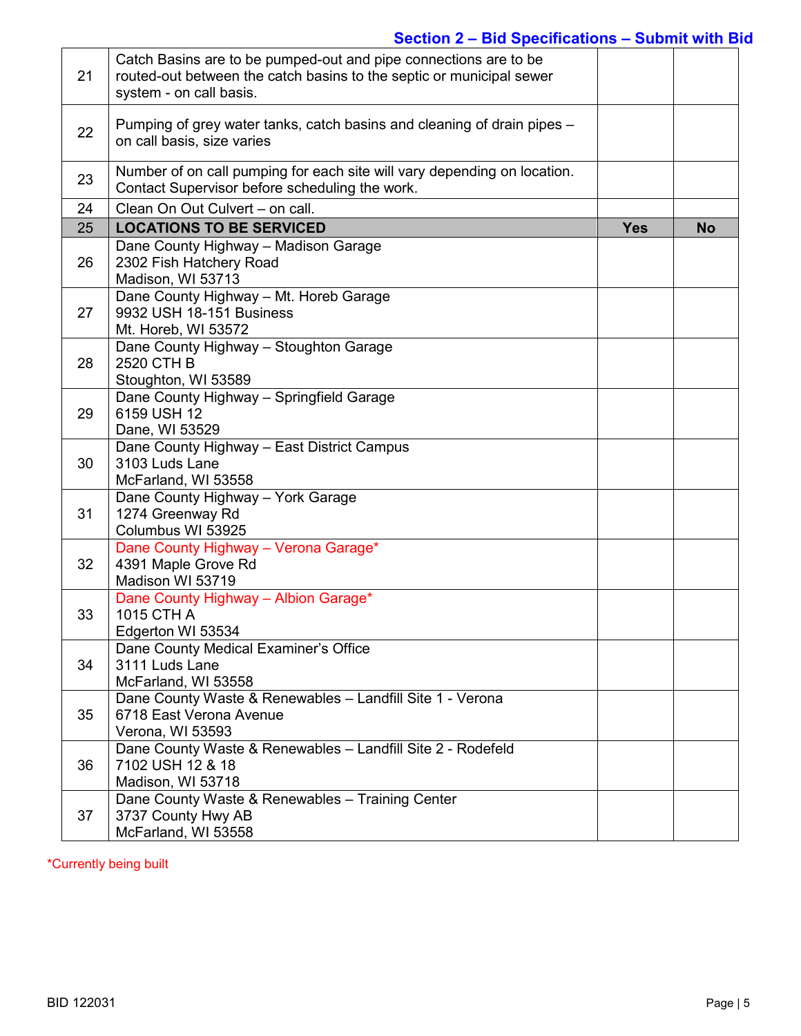## Section 2 – Bid Specifications – Submit with Bid

| | | | |
|---|---|---|---|
| 21 | Catch Basins are to be pumped-out and pipe connections are to be routed-out between the catch basins to the septic or municipal sewer system - on call basis. | | |
| 22 | Pumping of grey water tanks, catch basins and cleaning of drain pipes – on call basis, size varies | | |
| 23 | Number of on call pumping for each site will vary depending on location. Contact Supervisor before scheduling the work. | | |
| 24 | Clean On Out Culvert – on call. | | |
| **25** | **LOCATIONS TO BE SERVICED** | **Yes** | **No** |
| 26 | Dane County Highway – Madison Garage<br>2302 Fish Hatchery Road<br>Madison, WI 53713 | | |
| 27 | Dane County Highway – Mt. Horeb Garage<br>9932 USH 18-151 Business<br>Mt. Horeb, WI 53572 | | |
| 28 | Dane County Highway – Stoughton Garage<br>2520 CTH B<br>Stoughton, WI 53589 | | |
| 29 | Dane County Highway – Springfield Garage<br>6159 USH 12<br>Dane, WI 53529 | | |
| 30 | Dane County Highway – East District Campus<br>3103 Luds Lane<br>McFarland, WI 53558 | | |
| 31 | Dane County Highway – York Garage<br>1274 Greenway Rd<br>Columbus WI 53925 | | |
| 32 | Dane County Highway – Verona Garage*<br>4391 Maple Grove Rd<br>Madison WI 53719 | | |
| 33 | Dane County Highway – Albion Garage*<br>1015 CTH A<br>Edgerton WI 53534 | | |
| 34 | Dane County Medical Examiner's Office<br>3111 Luds Lane<br>McFarland, WI 53558 | | |
| 35 | Dane County Waste & Renewables – Landfill Site 1 - Verona<br>6718 East Verona Avenue<br>Verona, WI 53593 | | |
| 36 | Dane County Waste & Renewables – Landfill Site 2 - Rodefeld<br>7102 USH 12 & 18<br>Madison, WI 53718 | | |
| 37 | Dane County Waste & Renewables – Training Center<br>3737 County Hwy AB<br>McFarland, WI 53558 | | |

*Currently being built

BID 122031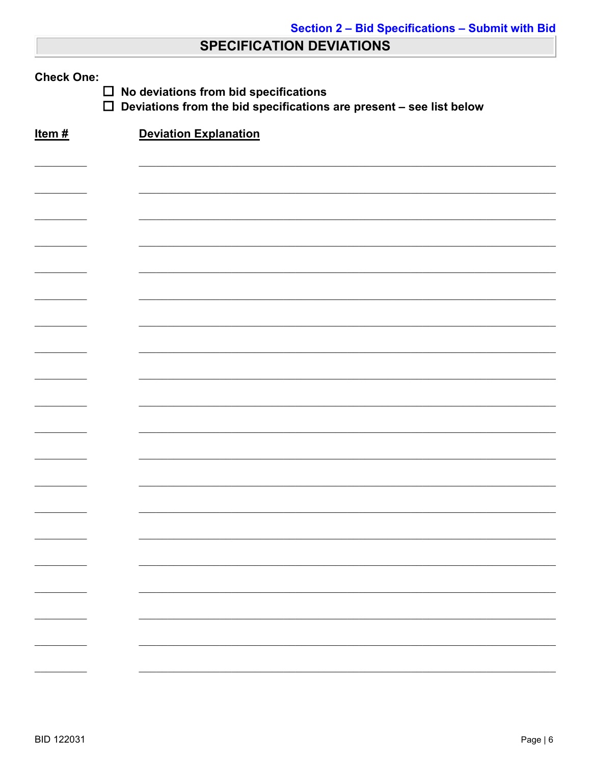Section 2 – Bid Specifications – Submit with Bid

## SPECIFICATION DEVIATIONS

**Check One:**

- ☐ **No deviations from bid specifications**
- ☐ **Deviations from the bid specifications are present – see list below**

| Item # | Deviation Explanation |
| --- | --- |
| | |
| | |
| | |
| | |
| | |
| | |
| | |
| | |
| | |
| | |
| | |
| | |
| | |
| | |
| | |
| | |
| | |
| | |
| | |
| | |